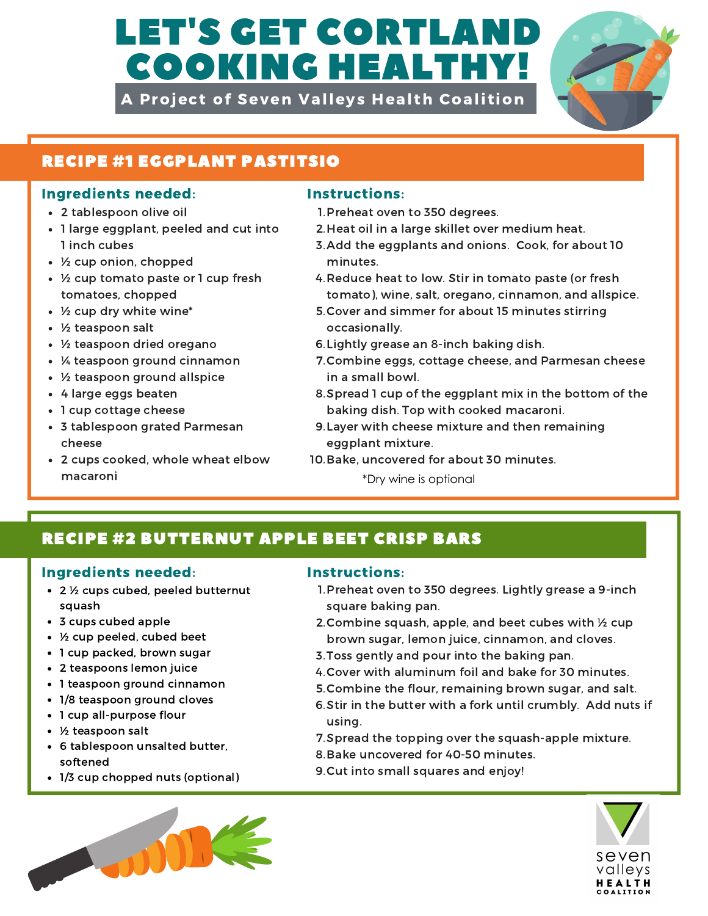# LET'S GET CORTLAND COOKING HEALTHY!

**A Project of Seven Valleys Health Coalition**

## RECIPE #1 EGGPLANT PASTITSIO

### Ingredients needed:

- 2 tablespoon olive oil
- 1 large eggplant, peeled and cut into 1 inch cubes
- ½ cup onion, chopped
- ½ cup tomato paste or 1 cup fresh tomatoes, chopped
- ½ cup dry white wine*
- ½ teaspoon salt
- ½ teaspoon dried oregano
- ¼ teaspoon ground cinnamon
- ½ teaspoon ground allspice
- 4 large eggs beaten
- 1 cup cottage cheese
- 3 tablespoon grated Parmesan cheese
- 2 cups cooked, whole wheat elbow macaroni

### Instructions:

1. Preheat oven to 350 degrees.
2. Heat oil in a large skillet over medium heat.
3. Add the eggplants and onions. Cook, for about 10 minutes.
4. Reduce heat to low. Stir in tomato paste (or fresh tomato), wine, salt, oregano, cinnamon, and allspice.
5. Cover and simmer for about 15 minutes stirring occasionally.
6. Lightly grease an 8-inch baking dish.
7. Combine eggs, cottage cheese, and Parmesan cheese in a small bowl.
8. Spread 1 cup of the eggplant mix in the bottom of the baking dish. Top with cooked macaroni.
9. Layer with cheese mixture and then remaining eggplant mixture.
10. Bake, uncovered for about 30 minutes.

*Dry wine is optional

## RECIPE #2 BUTTERNUT APPLE BEET CRISP BARS

### Ingredients needed:

- 2 ½ cups cubed, peeled butternut squash
- 3 cups cubed apple
- ½ cup peeled, cubed beet
- 1 cup packed, brown sugar
- 2 teaspoons lemon juice
- 1 teaspoon ground cinnamon
- 1/8 teaspoon ground cloves
- 1 cup all-purpose flour
- ½ teaspoon salt
- 6 tablespoon unsalted butter, softened
- 1/3 cup chopped nuts (optional)

### Instructions:

1. Preheat oven to 350 degrees. Lightly grease a 9-inch square baking pan.
2. Combine squash, apple, and beet cubes with ½ cup brown sugar, lemon juice, cinnamon, and cloves.
3. Toss gently and pour into the baking pan.
4. Cover with aluminum foil and bake for 30 minutes.
5. Combine the flour, remaining brown sugar, and salt.
6. Stir in the butter with a fork until crumbly. Add nuts if using.
7. Spread the topping over the squash-apple mixture.
8. Bake uncovered for 40-50 minutes.
9. Cut into small squares and enjoy!

seven valleys HEALTH COALITION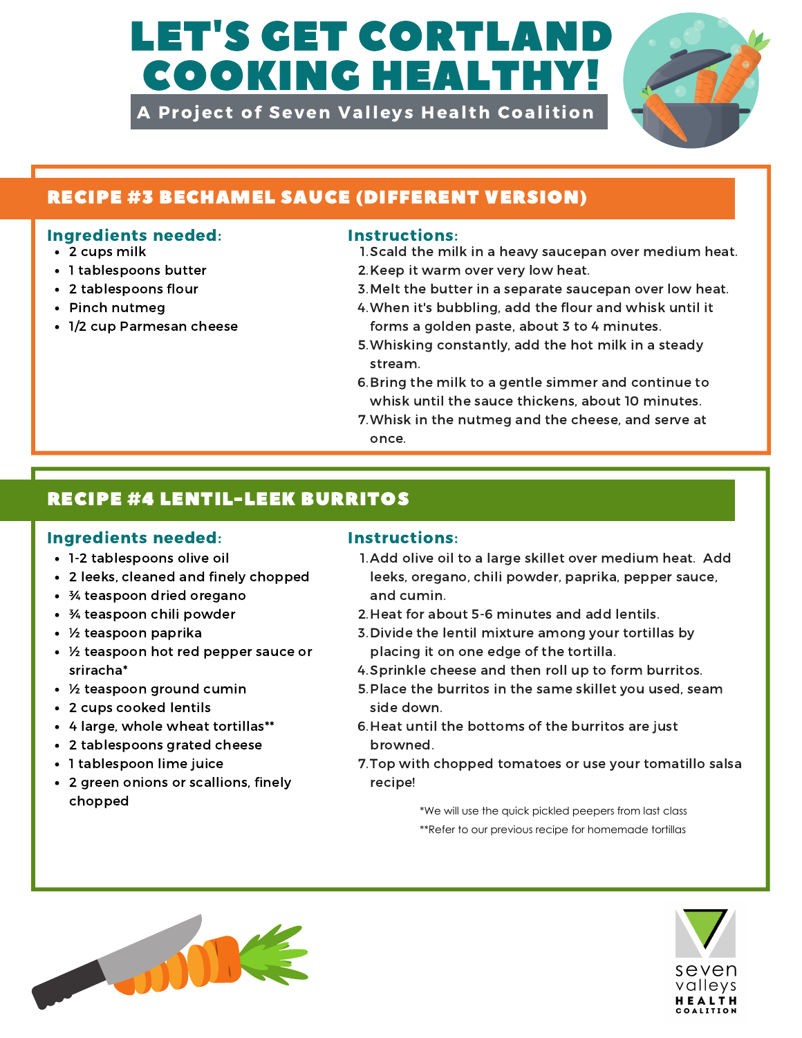# LET'S GET CORTLAND COOKING HEALTHY!

A Project of Seven Valleys Health Coalition

## RECIPE #3 BECHAMEL SAUCE (DIFFERENT VERSION)

### Ingredients needed:

- 2 cups milk
- 1 tablespoons butter
- 2 tablespoons flour
- Pinch nutmeg
- 1/2 cup Parmesan cheese

### Instructions:

1. Scald the milk in a heavy saucepan over medium heat.
2. Keep it warm over very low heat.
3. Melt the butter in a separate saucepan over low heat.
4. When it's bubbling, add the flour and whisk until it forms a golden paste, about 3 to 4 minutes.
5. Whisking constantly, add the hot milk in a steady stream.
6. Bring the milk to a gentle simmer and continue to whisk until the sauce thickens, about 10 minutes.
7. Whisk in the nutmeg and the cheese, and serve at once.

## RECIPE #4 LENTIL-LEEK BURRITOS

### Ingredients needed:

- 1-2 tablespoons olive oil
- 2 leeks, cleaned and finely chopped
- ¾ teaspoon dried oregano
- ¾ teaspoon chili powder
- ½ teaspoon paprika
- ½ teaspoon hot red pepper sauce or sriracha*
- ½ teaspoon ground cumin
- 2 cups cooked lentils
- 4 large, whole wheat tortillas**
- 2 tablespoons grated cheese
- 1 tablespoon lime juice
- 2 green onions or scallions, finely chopped

### Instructions:

1. Add olive oil to a large skillet over medium heat. Add leeks, oregano, chili powder, paprika, pepper sauce, and cumin.
2. Heat for about 5-6 minutes and add lentils.
3. Divide the lentil mixture among your tortillas by placing it on one edge of the tortilla.
4. Sprinkle cheese and then roll up to form burritos.
5. Place the burritos in the same skillet you used, seam side down.
6. Heat until the bottoms of the burritos are just browned.
7. Top with chopped tomatoes or use your tomatillo salsa recipe!

*We will use the quick pickled peepers from last class

**Refer to our previous recipe for homemade tortillas

seven valleys HEALTH COALITION